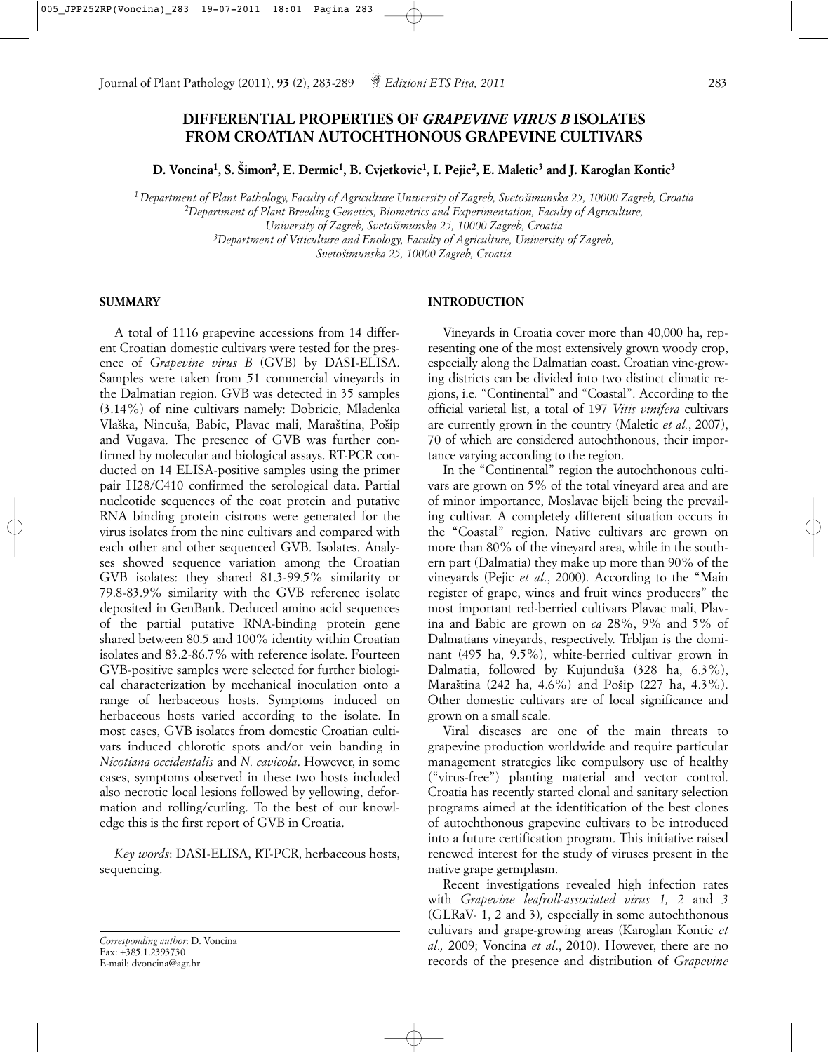# DIFFERENTIAL PROPERTIES OF *GRAPEVINE VIRUS B* ISOLATES FROM CROATIAN AUTOCHTHONOUS GRAPEVINE CULTIVARS

**D. Voncina[1], S. Šimon[2], E. Dermic[1], B. Cvjetkovic[1], I. Pejic[2], E. Maletic[3] and J. Karoglan Kontic[3]**

[1] *Department of Plant Pathology, Faculty of Agriculture University of Zagreb, Svetošimunska 25, 10000 Zagreb, Croatia*
[2] *Department of Plant Breeding Genetics, Biometrics and Experimentation, Faculty of Agriculture, University of Zagreb, Svetošimunska 25, 10000 Zagreb, Croatia*
[3] *Department of Viticulture and Enology, Faculty of Agriculture, University of Zagreb, Svetošimunska 25, 10000 Zagreb, Croatia*

## SUMMARY

A total of 1116 grapevine accessions from 14 different Croatian domestic cultivars were tested for the presence of *Grapevine virus B* (GVB) by DASI-ELISA. Samples were taken from 51 commercial vineyards in the Dalmatian region. GVB was detected in 35 samples (3.14%) of nine cultivars namely: Dobricic, Mladenka Vlaška, Nincuša, Babic, Plavac mali, Maraština, Pošip and Vugava. The presence of GVB was further confirmed by molecular and biological assays. RT-PCR conducted on 14 ELISA-positive samples using the primer pair H28/C410 confirmed the serological data. Partial nucleotide sequences of the coat protein and putative RNA binding protein cistrons were generated for the virus isolates from the nine cultivars and compared with each other and other sequenced GVB. Isolates. Analyses showed sequence variation among the Croatian GVB isolates: they shared 81.3-99.5% similarity or 79.8-83.9% similarity with the GVB reference isolate deposited in GenBank. Deduced amino acid sequences of the partial putative RNA-binding protein gene shared between 80.5 and 100% identity within Croatian isolates and 83.2-86.7% with reference isolate. Fourteen GVB-positive samples were selected for further biological characterization by mechanical inoculation onto a range of herbaceous hosts. Symptoms induced on herbaceous hosts varied according to the isolate. In most cases, GVB isolates from domestic Croatian cultivars induced chlorotic spots and/or vein banding in *Nicotiana occidentalis* and *N. cavicola*. However, in some cases, symptoms observed in these two hosts included also necrotic local lesions followed by yellowing, deformation and rolling/curling. To the best of our knowledge this is the first report of GVB in Croatia.

*Key words*: DASI-ELISA, RT-PCR, herbaceous hosts, sequencing.

*Corresponding author*: D. Voncina
Fax: +385.1.2393730
E-mail: dvoncina@agr.hr

## INTRODUCTION

Vineyards in Croatia cover more than 40,000 ha, representing one of the most extensively grown woody crop, especially along the Dalmatian coast. Croatian vine-growing districts can be divided into two distinct climatic regions, i.e. "Continental" and "Coastal". According to the official varietal list, a total of 197 *Vitis vinifera* cultivars are currently grown in the country (Maletic *et al.*, 2007), 70 of which are considered autochthonous, their importance varying according to the region.

In the "Continental" region the autochthonous cultivars are grown on 5% of the total vineyard area and are of minor importance, Moslavac bijeli being the prevailing cultivar. A completely different situation occurs in the "Coastal" region. Native cultivars are grown on more than 80% of the vineyard area, while in the southern part (Dalmatia) they make up more than 90% of the vineyards (Pejic *et al.*, 2000). According to the "Main register of grape, wines and fruit wines producers" the most important red-berried cultivars Plavac mali, Plavina and Babic are grown on *ca* 28%, 9% and 5% of Dalmatians vineyards, respectively. Trbljan is the dominant (495 ha, 9.5%), white-berried cultivar grown in Dalmatia, followed by Kujunduša (328 ha, 6.3%), Maraština (242 ha, 4.6%) and Pošip (227 ha, 4.3%). Other domestic cultivars are of local significance and grown on a small scale.

Viral diseases are one of the main threats to grapevine production worldwide and require particular management strategies like compulsory use of healthy ("virus-free") planting material and vector control. Croatia has recently started clonal and sanitary selection programs aimed at the identification of the best clones of autochthonous grapevine cultivars to be introduced into a future certification program. This initiative raised renewed interest for the study of viruses present in the native grape germplasm.

Recent investigations revealed high infection rates with *Grapevine leafroll-associated virus 1, 2* and *3* (GLRaV- 1, 2 and 3)*,* especially in some autochthonous cultivars and grape-growing areas (Karoglan Kontic *et al.,* 2009; Voncina *et al*., 2010). However, there are no records of the presence and distribution of *Grapevine*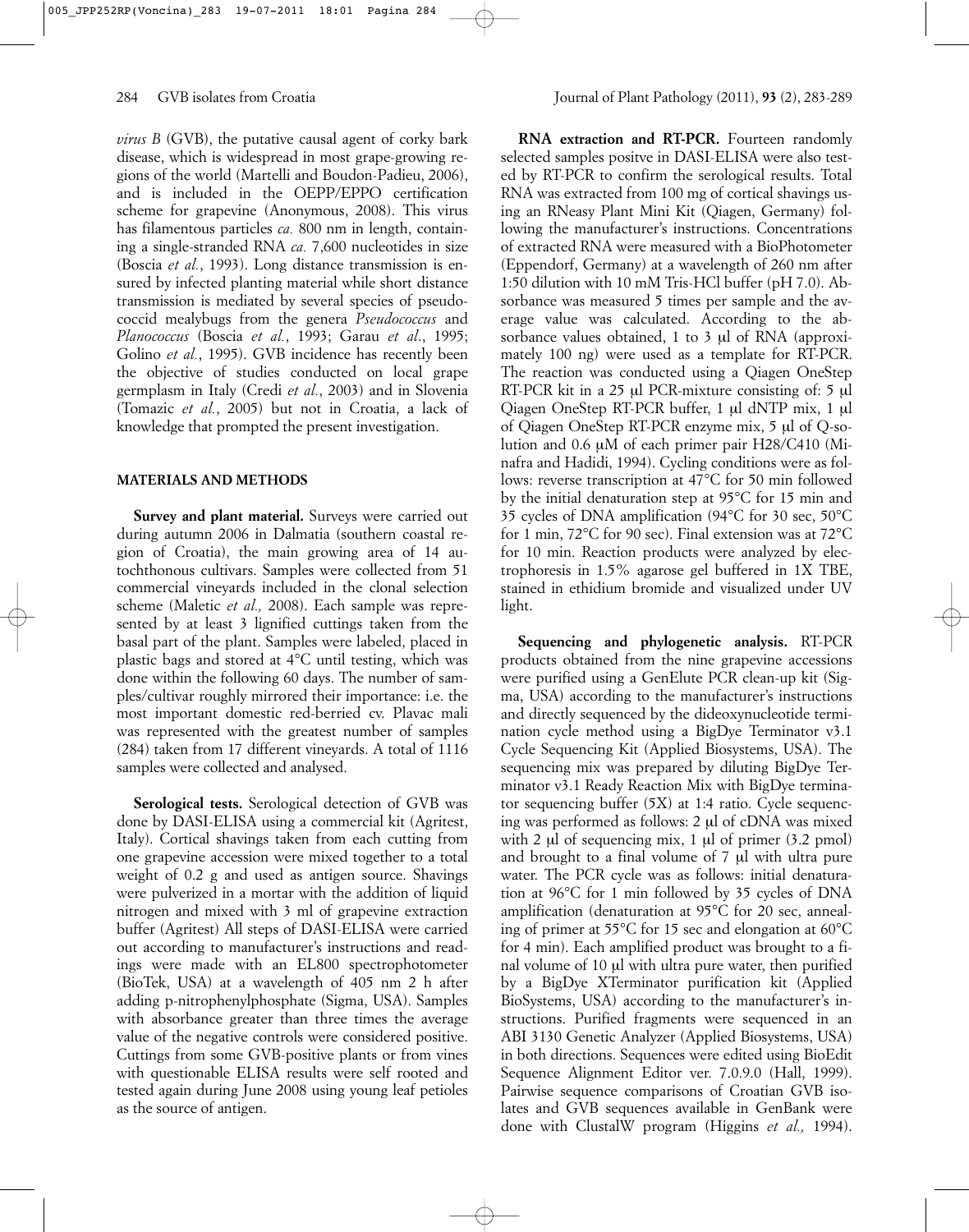*virus B* (GVB), the putative causal agent of corky bark disease, which is widespread in most grape-growing regions of the world (Martelli and Boudon-Padieu, 2006), and is included in the OEPP/EPPO certification scheme for grapevine (Anonymous, 2008). This virus has filamentous particles *ca.* 800 nm in length, containing a single-stranded RNA *ca.* 7,600 nucleotides in size (Boscia *et al.*, 1993). Long distance transmission is ensured by infected planting material while short distance transmission is mediated by several species of pseudococcid mealybugs from the genera *Pseudococcus* and *Planococcus* (Boscia *et al.*, 1993; Garau *et al*., 1995; Golino *et al.*, 1995). GVB incidence has recently been the objective of studies conducted on local grape germplasm in Italy (Credi *et al.*, 2003) and in Slovenia (Tomazic *et al.*, 2005) but not in Croatia, a lack of knowledge that prompted the present investigation.

## MATERIALS AND METHODS

**Survey and plant material.** Surveys were carried out during autumn 2006 in Dalmatia (southern coastal region of Croatia), the main growing area of 14 autochthonous cultivars. Samples were collected from 51 commercial vineyards included in the clonal selection scheme (Maletic *et al.,* 2008). Each sample was represented by at least 3 lignified cuttings taken from the basal part of the plant. Samples were labeled, placed in plastic bags and stored at 4°C until testing, which was done within the following 60 days. The number of samples/cultivar roughly mirrored their importance: i.e. the most important domestic red-berried cv. Plavac mali was represented with the greatest number of samples (284) taken from 17 different vineyards. A total of 1116 samples were collected and analysed.

**Serological tests.** Serological detection of GVB was done by DASI-ELISA using a commercial kit (Agritest, Italy). Cortical shavings taken from each cutting from one grapevine accession were mixed together to a total weight of 0.2 g and used as antigen source. Shavings were pulverized in a mortar with the addition of liquid nitrogen and mixed with 3 ml of grapevine extraction buffer (Agritest) All steps of DASI-ELISA were carried out according to manufacturer's instructions and readings were made with an EL800 spectrophotometer (BioTek, USA) at a wavelength of 405 nm 2 h after adding p-nitrophenylphosphate (Sigma, USA). Samples with absorbance greater than three times the average value of the negative controls were considered positive. Cuttings from some GVB-positive plants or from vines with questionable ELISA results were self rooted and tested again during June 2008 using young leaf petioles as the source of antigen.

**RNA extraction and RT-PCR.** Fourteen randomly selected samples positve in DASI-ELISA were also tested by RT-PCR to confirm the serological results. Total RNA was extracted from 100 mg of cortical shavings using an RNeasy Plant Mini Kit (Qiagen, Germany) following the manufacturer's instructions. Concentrations of extracted RNA were measured with a BioPhotometer (Eppendorf, Germany) at a wavelength of 260 nm after 1:50 dilution with 10 mM Tris-HCl buffer (pH 7.0). Absorbance was measured 5 times per sample and the average value was calculated. According to the absorbance values obtained, 1 to 3 µl of RNA (approximately 100 ng) were used as a template for RT-PCR. The reaction was conducted using a Qiagen OneStep RT-PCR kit in a 25 µl PCR-mixture consisting of: 5 µl Qiagen OneStep RT-PCR buffer, 1 µl dNTP mix, 1 µl of Qiagen OneStep RT-PCR enzyme mix, 5 µl of Q-solution and 0.6 µM of each primer pair H28/C410 (Minafra and Hadidi, 1994). Cycling conditions were as follows: reverse transcription at 47°C for 50 min followed by the initial denaturation step at 95°C for 15 min and 35 cycles of DNA amplification (94°C for 30 sec, 50°C for 1 min, 72°C for 90 sec). Final extension was at 72°C for 10 min. Reaction products were analyzed by electrophoresis in 1.5% agarose gel buffered in 1X TBE, stained in ethidium bromide and visualized under UV light.

**Sequencing and phylogenetic analysis.** RT-PCR products obtained from the nine grapevine accessions were purified using a GenElute PCR clean-up kit (Sigma, USA) according to the manufacturer's instructions and directly sequenced by the dideoxynucleotide termination cycle method using a BigDye Terminator v3.1 Cycle Sequencing Kit (Applied Biosystems, USA). The sequencing mix was prepared by diluting BigDye Terminator v3.1 Ready Reaction Mix with BigDye terminator sequencing buffer (5X) at 1:4 ratio. Cycle sequencing was performed as follows: 2 µl of cDNA was mixed with 2 µl of sequencing mix, 1 µl of primer (3.2 pmol) and brought to a final volume of 7 µl with ultra pure water. The PCR cycle was as follows: initial denaturation at 96°C for 1 min followed by 35 cycles of DNA amplification (denaturation at 95°C for 20 sec, annealing of primer at 55°C for 15 sec and elongation at 60°C for 4 min). Each amplified product was brought to a final volume of 10 µl with ultra pure water, then purified by a BigDye XTerminator purification kit (Applied BioSystems, USA) according to the manufacturer's instructions. Purified fragments were sequenced in an ABI 3130 Genetic Analyzer (Applied Biosystems, USA) in both directions. Sequences were edited using BioEdit Sequence Alignment Editor ver. 7.0.9.0 (Hall, 1999). Pairwise sequence comparisons of Croatian GVB isolates and GVB sequences available in GenBank were done with ClustalW program (Higgins *et al.,* 1994).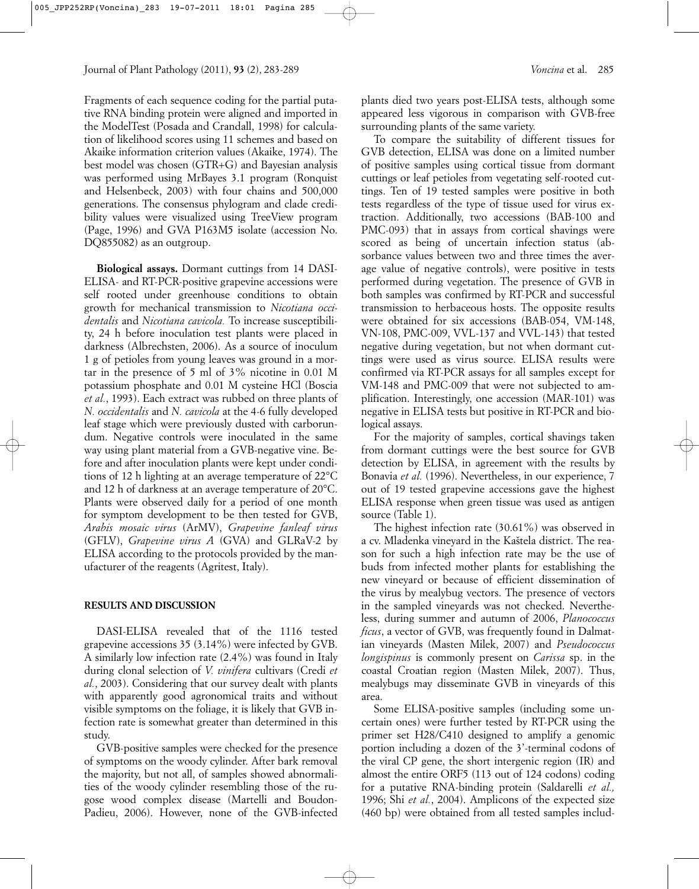Fragments of each sequence coding for the partial putative RNA binding protein were aligned and imported in the ModelTest (Posada and Crandall, 1998) for calculation of likelihood scores using 11 schemes and based on Akaike information criterion values (Akaike, 1974). The best model was chosen (GTR+G) and Bayesian analysis was performed using MrBayes 3.1 program (Ronquist and Helsenbeck, 2003) with four chains and 500,000 generations. The consensus phylogram and clade credibility values were visualized using TreeView program (Page, 1996) and GVA P163M5 isolate (accession No. DQ855082) as an outgroup.

**Biological assays.** Dormant cuttings from 14 DASI-ELISA- and RT-PCR-positive grapevine accessions were self rooted under greenhouse conditions to obtain growth for mechanical transmission to *Nicotiana occidentalis* and *Nicotiana cavicola.* To increase susceptibility, 24 h before inoculation test plants were placed in darkness (Albrechsten, 2006). As a source of inoculum 1 g of petioles from young leaves was ground in a mortar in the presence of 5 ml of 3% nicotine in 0.01 M potassium phosphate and 0.01 M cysteine HCl (Boscia *et al.*, 1993). Each extract was rubbed on three plants of *N. occidentalis* and *N. cavicola* at the 4-6 fully developed leaf stage which were previously dusted with carborundum. Negative controls were inoculated in the same way using plant material from a GVB-negative vine. Before and after inoculation plants were kept under conditions of 12 h lighting at an average temperature of 22°C and 12 h of darkness at an average temperature of 20°C. Plants were observed daily for a period of one month for symptom development to be then tested for GVB, *Arabis mosaic virus* (ArMV), *Grapevine fanleaf virus* (GFLV), *Grapevine virus A* (GVA) and GLRaV-2 by ELISA according to the protocols provided by the manufacturer of the reagents (Agritest, Italy).

## RESULTS AND DISCUSSION

DASI-ELISA revealed that of the 1116 tested grapevine accessions 35 (3.14%) were infected by GVB. A similarly low infection rate (2.4%) was found in Italy during clonal selection of *V. vinifera* cultivars (Credi *et al.*, 2003). Considering that our survey dealt with plants with apparently good agronomical traits and without visible symptoms on the foliage, it is likely that GVB infection rate is somewhat greater than determined in this study.

GVB-positive samples were checked for the presence of symptoms on the woody cylinder. After bark removal the majority, but not all, of samples showed abnormalities of the woody cylinder resembling those of the rugose wood complex disease (Martelli and Boudon-Padieu, 2006). However, none of the GVB-infected plants died two years post-ELISA tests, although some appeared less vigorous in comparison with GVB-free surrounding plants of the same variety.

To compare the suitability of different tissues for GVB detection, ELISA was done on a limited number of positive samples using cortical tissue from dormant cuttings or leaf petioles from vegetating self-rooted cuttings. Ten of 19 tested samples were positive in both tests regardless of the type of tissue used for virus extraction. Additionally, two accessions (BAB-100 and PMC-093) that in assays from cortical shavings were scored as being of uncertain infection status (absorbance values between two and three times the average value of negative controls), were positive in tests performed during vegetation. The presence of GVB in both samples was confirmed by RT-PCR and successful transmission to herbaceous hosts. The opposite results were obtained for six accessions (BAB-054, VM-148, VN-108, PMC-009, VVL-137 and VVL-143) that tested negative during vegetation, but not when dormant cuttings were used as virus source. ELISA results were confirmed via RT-PCR assays for all samples except for VM-148 and PMC-009 that were not subjected to amplification. Interestingly, one accession (MAR-101) was negative in ELISA tests but positive in RT-PCR and biological assays.

For the majority of samples, cortical shavings taken from dormant cuttings were the best source for GVB detection by ELISA, in agreement with the results by Bonavia *et al.* (1996). Nevertheless, in our experience, 7 out of 19 tested grapevine accessions gave the highest ELISA response when green tissue was used as antigen source (Table 1).

The highest infection rate (30.61%) was observed in a cv. Mladenka vineyard in the Kaštela district. The reason for such a high infection rate may be the use of buds from infected mother plants for establishing the new vineyard or because of efficient dissemination of the virus by mealybug vectors. The presence of vectors in the sampled vineyards was not checked. Nevertheless, during summer and autumn of 2006, *Planococcus ficus*, a vector of GVB, was frequently found in Dalmatian vineyards (Masten Milek, 2007) and *Pseudococcus longispinus* is commonly present on *Carissa* sp. in the coastal Croatian region (Masten Milek, 2007). Thus, mealybugs may disseminate GVB in vineyards of this area.

Some ELISA-positive samples (including some uncertain ones) were further tested by RT-PCR using the primer set H28/C410 designed to amplify a genomic portion including a dozen of the 3'-terminal codons of the viral CP gene, the short intergenic region (IR) and almost the entire ORF5 (113 out of 124 codons) coding for a putative RNA-binding protein (Saldarelli *et al.,* 1996; Shi *et al.*, 2004). Amplicons of the expected size (460 bp) were obtained from all tested samples includ-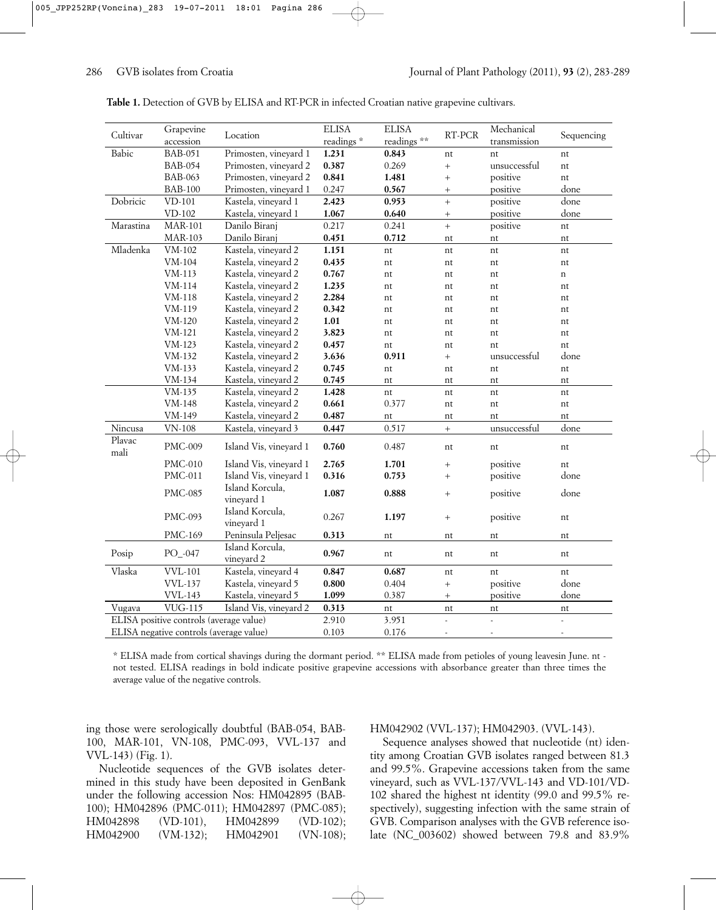**Table 1.** Detection of GVB by ELISA and RT-PCR in infected Croatian native grapevine cultivars.

| Cultivar | Grapevine accession | Location | ELISA readings * | ELISA readings ** | RT-PCR | Mechanical transmission | Sequencing |
|---|---|---|---|---|---|---|---|
| Babic | BAB-051 | Primosten, vineyard 1 | **1.231** | **0.843** | nt | nt | nt |
| | BAB-054 | Primosten, vineyard 2 | **0.387** | 0.269 | + | unsuccessful | nt |
| | BAB-063 | Primosten, vineyard 2 | **0.841** | **1.481** | + | positive | nt |
| | BAB-100 | Primosten, vineyard 1 | 0.247 | **0.567** | + | positive | done |
| Dobricic | VD-101 | Kastela, vineyard 1 | **2.423** | **0.953** | + | positive | done |
| | VD-102 | Kastela, vineyard 1 | **1.067** | **0.640** | + | positive | done |
| Marastina | MAR-101 | Danilo Biranj | 0.217 | 0.241 | + | positive | nt |
| | MAR-103 | Danilo Biranj | **0.451** | **0.712** | nt | nt | nt |
| Mladenka | VM-102 | Kastela, vineyard 2 | **1.151** | nt | nt | nt | nt |
| | VM-104 | Kastela, vineyard 2 | **0.435** | nt | nt | nt | nt |
| | VM-113 | Kastela, vineyard 2 | **0.767** | nt | nt | nt | n |
| | VM-114 | Kastela, vineyard 2 | **1.235** | nt | nt | nt | nt |
| | VM-118 | Kastela, vineyard 2 | **2.284** | nt | nt | nt | nt |
| | VM-119 | Kastela, vineyard 2 | **0.342** | nt | nt | nt | nt |
| | VM-120 | Kastela, vineyard 2 | **1.01** | nt | nt | nt | nt |
| | VM-121 | Kastela, vineyard 2 | **3.823** | nt | nt | nt | nt |
| | VM-123 | Kastela, vineyard 2 | **0.457** | nt | nt | nt | nt |
| | VM-132 | Kastela, vineyard 2 | **3.636** | **0.911** | + | unsuccessful | done |
| | VM-133 | Kastela, vineyard 2 | **0.745** | nt | nt | nt | nt |
| | VM-134 | Kastela, vineyard 2 | **0.745** | nt | nt | nt | nt |
| | VM-135 | Kastela, vineyard 2 | **1.428** | nt | nt | nt | nt |
| | VM-148 | Kastela, vineyard 2 | **0.661** | 0.377 | nt | nt | nt |
| | VM-149 | Kastela, vineyard 2 | **0.487** | nt | nt | nt | nt |
| Nincusa | VN-108 | Kastela, vineyard 3 | **0.447** | 0.517 | + | unsuccessful | done |
| Plavac mali | PMC-009 | Island Vis, vineyard 1 | **0.760** | 0.487 | nt | nt | nt |
| | PMC-010 | Island Vis, vineyard 1 | **2.765** | **1.701** | + | positive | nt |
| | PMC-011 | Island Vis, vineyard 1 | **0.316** | **0.753** | + | positive | done |
| | PMC-085 | Island Korcula, vineyard 1 | **1.087** | **0.888** | + | positive | done |
| | PMC-093 | Island Korcula, vineyard 1 | 0.267 | **1.197** | + | positive | nt |
| | PMC-169 | Peninsula Peljesac | **0.313** | nt | nt | nt | nt |
| Posip | PO_-047 | Island Korcula, vineyard 2 | **0.967** | nt | nt | nt | nt |
| Vlaska | VVL-101 | Kastela, vineyard 4 | **0.847** | **0.687** | nt | nt | nt |
| | VVL-137 | Kastela, vineyard 5 | **0.800** | 0.404 | + | positive | done |
| | VVL-143 | Kastela, vineyard 5 | **1.099** | 0.387 | + | positive | done |
| Vugava | VUG-115 | Island Vis, vineyard 2 | **0.313** | nt | nt | nt | nt |
| ELISA positive controls (average value) | | | 2.910 | 3.951 | - | - | - |
| ELISA negative controls (average value) | | | 0.103 | 0.176 | - | - | - |

\* ELISA made from cortical shavings during the dormant period. ** ELISA made from petioles of young leavesin June. nt - not tested. ELISA readings in bold indicate positive grapevine accessions with absorbance greater than three times the average value of the negative controls.

ing those were serologically doubtful (BAB-054, BAB-100, MAR-101, VN-108, PMC-093, VVL-137 and VVL-143) (Fig. 1).

Nucleotide sequences of the GVB isolates determined in this study have been deposited in GenBank under the following accession Nos: HM042895 (BAB-100); HM042896 (PMC-011); HM042897 (PMC-085); HM042898 (VD-101), HM042899 (VD-102); HM042900 (VM-132); HM042901 (VN-108); HM042902 (VVL-137); HM042903. (VVL-143).

Sequence analyses showed that nucleotide (nt) identity among Croatian GVB isolates ranged between 81.3 and 99.5%. Grapevine accessions taken from the same vineyard, such as VVL-137/VVL-143 and VD-101/VD-102 shared the highest nt identity (99.0 and 99.5% respectively), suggesting infection with the same strain of GVB. Comparison analyses with the GVB reference isolate (NC_003602) showed between 79.8 and 83.9%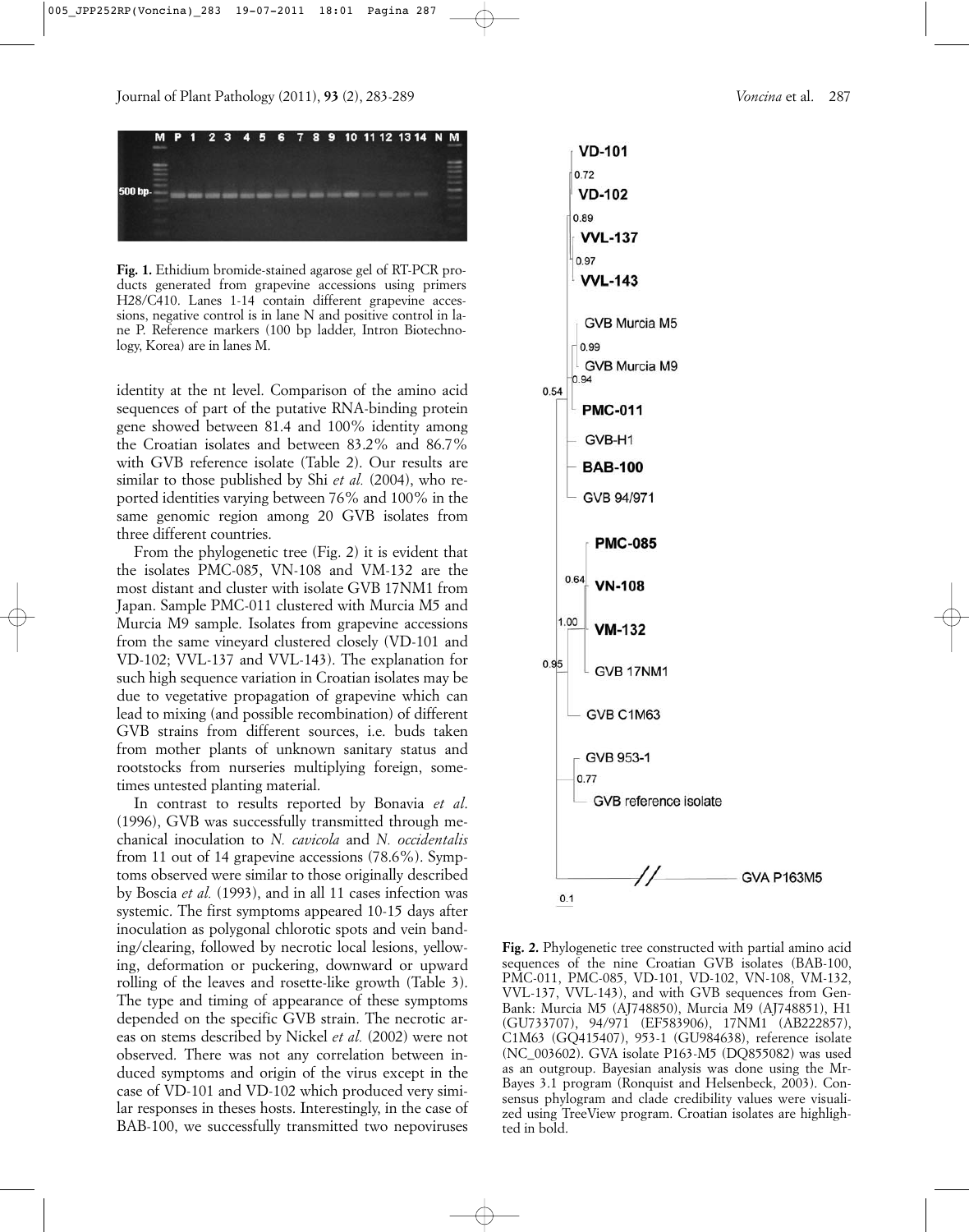**Fig. 1.** Ethidium bromide-stained agarose gel of RT-PCR products generated from grapevine accessions using primers H28/C410. Lanes 1-14 contain different grapevine accessions, negative control is in lane N and positive control in lane P. Reference markers (100 bp ladder, Intron Biotechnology, Korea) are in lanes M.

identity at the nt level. Comparison of the amino acid sequences of part of the putative RNA-binding protein gene showed between 81.4 and 100% identity among the Croatian isolates and between 83.2% and 86.7% with GVB reference isolate (Table 2). Our results are similar to those published by Shi *et al.* (2004), who reported identities varying between 76% and 100% in the same genomic region among 20 GVB isolates from three different countries.

From the phylogenetic tree (Fig. 2) it is evident that the isolates PMC-085, VN-108 and VM-132 are the most distant and cluster with isolate GVB 17NM1 from Japan. Sample PMC-011 clustered with Murcia M5 and Murcia M9 sample. Isolates from grapevine accessions from the same vineyard clustered closely (VD-101 and VD-102; VVL-137 and VVL-143). The explanation for such high sequence variation in Croatian isolates may be due to vegetative propagation of grapevine which can lead to mixing (and possible recombination) of different GVB strains from different sources, i.e. buds taken from mother plants of unknown sanitary status and rootstocks from nurseries multiplying foreign, sometimes untested planting material.

In contrast to results reported by Bonavia *et al*. (1996), GVB was successfully transmitted through mechanical inoculation to *N. cavicola* and *N. occidentalis* from 11 out of 14 grapevine accessions (78.6%). Symptoms observed were similar to those originally described by Boscia *et al.* (1993), and in all 11 cases infection was systemic. The first symptoms appeared 10-15 days after inoculation as polygonal chlorotic spots and vein banding/clearing, followed by necrotic local lesions, yellowing, deformation or puckering, downward or upward rolling of the leaves and rosette-like growth (Table 3). The type and timing of appearance of these symptoms depended on the specific GVB strain. The necrotic areas on stems described by Nickel *et al.* (2002) were not observed. There was not any correlation between induced symptoms and origin of the virus except in the case of VD-101 and VD-102 which produced very similar responses in theses hosts. Interestingly, in the case of BAB-100, we successfully transmitted two nepoviruses

**Fig. 2.** Phylogenetic tree constructed with partial amino acid sequences of the nine Croatian GVB isolates (BAB-100, PMC-011, PMC-085, VD-101, VD-102, VN-108, VM-132, VVL-137, VVL-143), and with GVB sequences from GenBank: Murcia M5 (AJ748850), Murcia M9 (AJ748851), H1 (GU733707), 94/971 (EF583906), 17NM1 (AB222857), C1M63 (GQ415407), 953-1 (GU984638), reference isolate (NC_003602). GVA isolate P163-M5 (DQ855082) was used as an outgroup. Bayesian analysis was done using the MrBayes 3.1 program (Ronquist and Helsenbeck, 2003). Consensus phylogram and clade credibility values were visualized using TreeView program. Croatian isolates are highlighted in bold.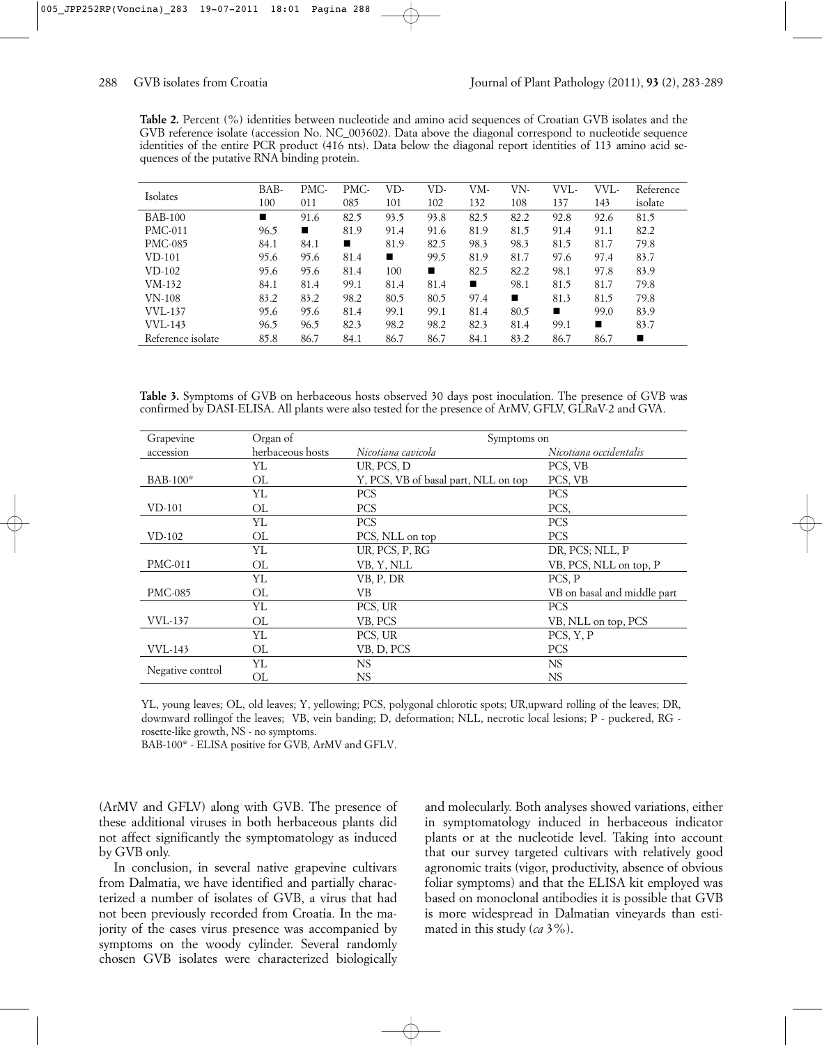**Table 2.** Percent (%) identities between nucleotide and amino acid sequences of Croatian GVB isolates and the GVB reference isolate (accession No. NC_003602). Data above the diagonal correspond to nucleotide sequence identities of the entire PCR product (416 nts). Data below the diagonal report identities of 113 amino acid sequences of the putative RNA binding protein.

| Isolates | BAB-100 | PMC-011 | PMC-085 | VD-101 | VD-102 | VM-132 | VN-108 | VVL-137 | VVL-143 | Reference isolate |
|---|---|---|---|---|---|---|---|---|---|---|
| BAB-100 | ■ | 91.6 | 82.5 | 93.5 | 93.8 | 82.5 | 82.2 | 92.8 | 92.6 | 81.5 |
| PMC-011 | 96.5 | ■ | 81.9 | 91.4 | 91.6 | 81.9 | 81.5 | 91.4 | 91.1 | 82.2 |
| PMC-085 | 84.1 | 84.1 | ■ | 81.9 | 82.5 | 98.3 | 98.3 | 81.5 | 81.7 | 79.8 |
| VD-101 | 95.6 | 95.6 | 81.4 | ■ | 99.5 | 81.9 | 81.7 | 97.6 | 97.4 | 83.7 |
| VD-102 | 95.6 | 95.6 | 81.4 | 100 | ■ | 82.5 | 82.2 | 98.1 | 97.8 | 83.9 |
| VM-132 | 84.1 | 81.4 | 99.1 | 81.4 | 81.4 | ■ | 98.1 | 81.5 | 81.7 | 79.8 |
| VN-108 | 83.2 | 83.2 | 98.2 | 80.5 | 80.5 | 97.4 | ■ | 81.3 | 81.5 | 79.8 |
| VVL-137 | 95.6 | 95.6 | 81.4 | 99.1 | 99.1 | 81.4 | 80.5 | ■ | 99.0 | 83.9 |
| VVL-143 | 96.5 | 96.5 | 82.3 | 98.2 | 98.2 | 82.3 | 81.4 | 99.1 | ■ | 83.7 |
| Reference isolate | 85.8 | 86.7 | 84.1 | 86.7 | 86.7 | 84.1 | 83.2 | 86.7 | 86.7 | ■ |

**Table 3.** Symptoms of GVB on herbaceous hosts observed 30 days post inoculation. The presence of GVB was confirmed by DASI-ELISA. All plants were also tested for the presence of ArMV, GFLV, GLRaV-2 and GVA.

| Grapevine accession | Organ of herbaceous hosts | Symptoms on *Nicotiana cavicola* | Symptoms on *Nicotiana occidentalis* |
|---|---|---|---|
| BAB-100* | YL | UR, PCS, D | PCS, VB |
| | OL | Y, PCS, VB of basal part, NLL on top | PCS, VB |
| VD-101 | YL | PCS | PCS |
| | OL | PCS | PCS, |
| VD-102 | YL | PCS | PCS |
| | OL | PCS, NLL on top | PCS |
| PMC-011 | YL | UR, PCS, P, RG | DR, PCS; NLL, P |
| | OL | VB, Y, NLL | VB, PCS, NLL on top, P |
| PMC-085 | YL | VB, P, DR | PCS, P |
| | OL | VB | VB on basal and middle part |
| VVL-137 | YL | PCS, UR | PCS |
| | OL | VB, PCS | VB, NLL on top, PCS |
| VVL-143 | YL | PCS, UR | PCS, Y, P |
| | OL | VB, D, PCS | PCS |
| Negative control | YL | NS | NS |
| | OL | NS | NS |

YL, young leaves; OL, old leaves; Y, yellowing; PCS, polygonal chlorotic spots; UR,upward rolling of the leaves; DR, downward rollingof the leaves; VB, vein banding; D, deformation; NLL, necrotic local lesions; P - puckered, RG - rosette-like growth, NS - no symptoms.

BAB-100* - ELISA positive for GVB, ArMV and GFLV.

(ArMV and GFLV) along with GVB. The presence of these additional viruses in both herbaceous plants did not affect significantly the symptomatology as induced by GVB only.

In conclusion, in several native grapevine cultivars from Dalmatia, we have identified and partially characterized a number of isolates of GVB, a virus that had not been previously recorded from Croatia. In the majority of the cases virus presence was accompanied by symptoms on the woody cylinder. Several randomly chosen GVB isolates were characterized biologically and molecularly. Both analyses showed variations, either in symptomatology induced in herbaceous indicator plants or at the nucleotide level. Taking into account that our survey targeted cultivars with relatively good agronomic traits (vigor, productivity, absence of obvious foliar symptoms) and that the ELISA kit employed was based on monoclonal antibodies it is possible that GVB is more widespread in Dalmatian vineyards than estimated in this study (*ca* 3%).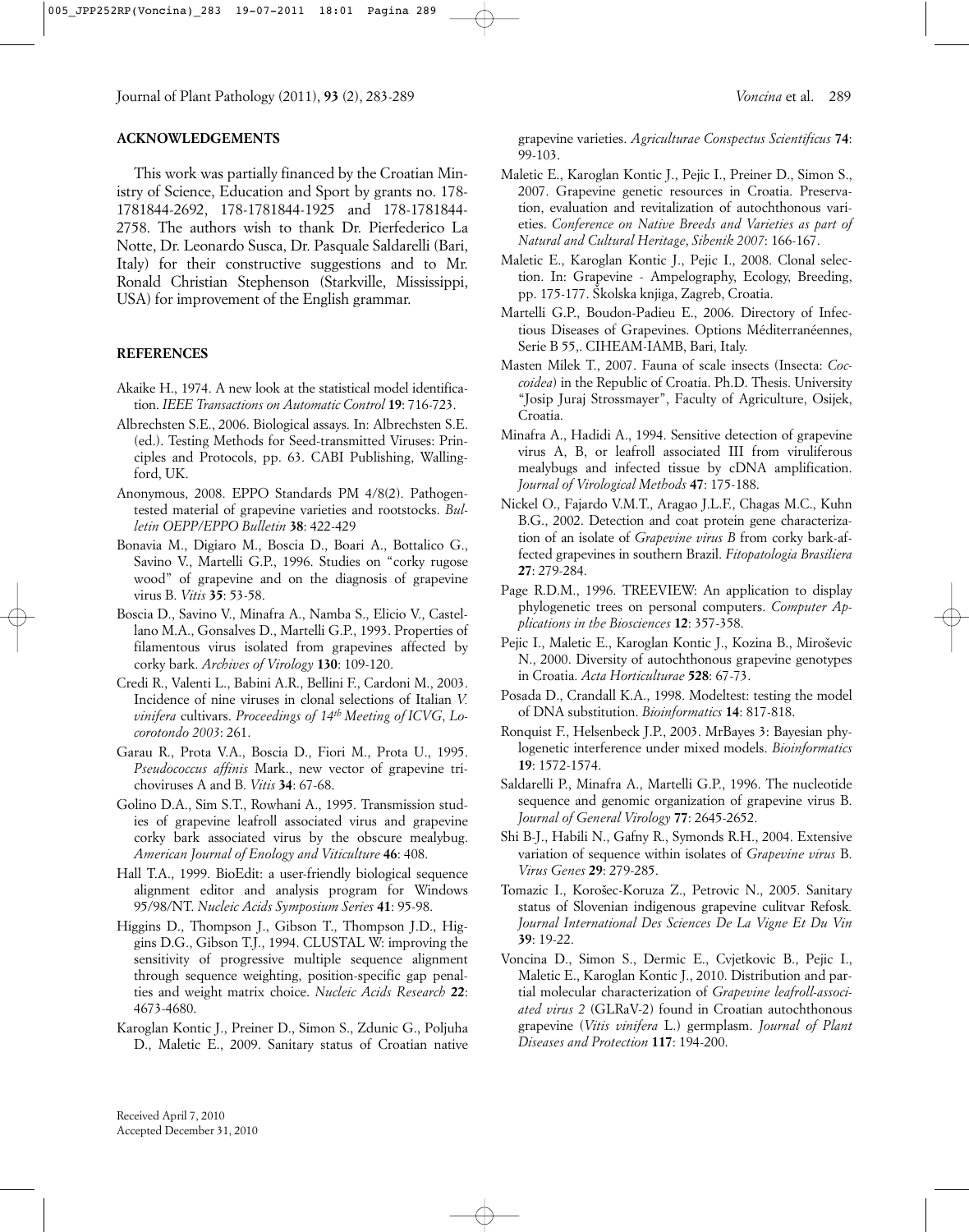## ACKNOWLEDGEMENTS

This work was partially financed by the Croatian Ministry of Science, Education and Sport by grants no. 178-1781844-2692, 178-1781844-1925 and 178-1781844-2758. The authors wish to thank Dr. Pierfederico La Notte, Dr. Leonardo Susca, Dr. Pasquale Saldarelli (Bari, Italy) for their constructive suggestions and to Mr. Ronald Christian Stephenson (Starkville, Mississippi, USA) for improvement of the English grammar.

## REFERENCES

Akaike H., 1974. A new look at the statistical model identification. *IEEE Transactions on Automatic Control* **19**: 716-723.

Albrechsten S.E., 2006. Biological assays. In: Albrechsten S.E. (ed.). Testing Methods for Seed-transmitted Viruses: Principles and Protocols, pp. 63. CABI Publishing, Wallingford, UK.

Anonymous, 2008. EPPO Standards PM 4/8(2). Pathogen-tested material of grapevine varieties and rootstocks. *Bulletin OEPP/EPPO Bulletin* **38**: 422-429

Bonavia M., Digiaro M., Boscia D., Boari A., Bottalico G., Savino V., Martelli G.P., 1996. Studies on "corky rugose wood" of grapevine and on the diagnosis of grapevine virus B. *Vitis* **35**: 53-58.

Boscia D., Savino V., Minafra A., Namba S., Elicio V., Castellano M.A., Gonsalves D., Martelli G.P., 1993. Properties of filamentous virus isolated from grapevines affected by corky bark. *Archives of Virology* **130**: 109-120.

Credi R., Valenti L., Babini A.R., Bellini F., Cardoni M., 2003. Incidence of nine viruses in clonal selections of Italian *V. vinifera* cultivars. *Proceedings of 14th Meeting of ICVG, Locorotondo 2003*: 261.

Garau R., Prota V.A., Boscia D., Fiori M., Prota U., 1995. *Pseudococcus affinis* Mark., new vector of grapevine trichoviruses A and B. *Vitis* **34**: 67-68.

Golino D.A., Sim S.T., Rowhani A., 1995. Transmission studies of grapevine leafroll associated virus and grapevine corky bark associated virus by the obscure mealybug. *American Journal of Enology and Viticulture* **46**: 408.

Hall T.A., 1999. BioEdit: a user-friendly biological sequence alignment editor and analysis program for Windows 95/98/NT. *Nucleic Acids Symposium Series* **41**: 95-98.

Higgins D., Thompson J., Gibson T., Thompson J.D., Higgins D.G., Gibson T.J., 1994. CLUSTAL W: improving the sensitivity of progressive multiple sequence alignment through sequence weighting, position-specific gap penalties and weight matrix choice. *Nucleic Acids Research* **22**: 4673-4680.

Karoglan Kontic J., Preiner D., Simon S., Zdunic G., Poljuha D., Maletic E., 2009. Sanitary status of Croatian native grapevine varieties. *Agriculturae Conspectus Scientificus* **74**: 99-103.

Maletic E., Karoglan Kontic J., Pejic I., Preiner D., Simon S., 2007. Grapevine genetic resources in Croatia. Preservation, evaluation and revitalization of autochthonous varieties. *Conference on Native Breeds and Varieties as part of Natural and Cultural Heritage, Sibenik 2007*: 166-167.

Maletic E., Karoglan Kontic J., Pejic I., 2008. Clonal selection. In: Grapevine - Ampelography, Ecology, Breeding, pp. 175-177. Školska knjiga, Zagreb, Croatia.

Martelli G.P., Boudon-Padieu E., 2006. Directory of Infectious Diseases of Grapevines. Options Méditerranéennes, Serie B 55,. CIHEAM-IAMB, Bari, Italy.

Masten Milek T., 2007. Fauna of scale insects (Insecta: *Coccoidea*) in the Republic of Croatia. Ph.D. Thesis. University "Josip Juraj Strossmayer", Faculty of Agriculture, Osijek, Croatia.

Minafra A., Hadidi A., 1994. Sensitive detection of grapevine virus A, B, or leafroll associated III from viruliferous mealybugs and infected tissue by cDNA amplification. *Journal of Virological Methods* **47**: 175-188.

Nickel O., Fajardo V.M.T., Aragao J.L.F., Chagas M.C., Kuhn B.G., 2002. Detection and coat protein gene characterization of an isolate of *Grapevine virus B* from corky bark-affected grapevines in southern Brazil. *Fitopatologia Brasiliera* **27**: 279-284.

Page R.D.M., 1996. TREEVIEW: An application to display phylogenetic trees on personal computers. *Computer Applications in the Biosciences* **12**: 357-358.

Pejic I., Maletic E., Karoglan Kontic J., Kozina B., Miroševic N., 2000. Diversity of autochthonous grapevine genotypes in Croatia. *Acta Horticulturae* **528**: 67-73.

Posada D., Crandall K.A., 1998. Modeltest: testing the model of DNA substitution. *Bioinformatics* **14**: 817-818.

Ronquist F., Helsenbeck J.P., 2003. MrBayes 3: Bayesian phylogenetic interference under mixed models. *Bioinformatics* **19**: 1572-1574.

Saldarelli P., Minafra A., Martelli G.P., 1996. The nucleotide sequence and genomic organization of grapevine virus B. *Journal of General Virology* **77**: 2645-2652.

Shi B-J., Habili N., Gafny R., Symonds R.H., 2004. Extensive variation of sequence within isolates of *Grapevine virus* B. *Virus Genes* **29**: 279-285.

Tomazic I., Korošec-Koruza Z., Petrovic N., 2005. Sanitary status of Slovenian indigenous grapevine culitvar Refosk. *Journal International Des Sciences De La Vigne Et Du Vin* **39**: 19-22.

Voncina D., Simon S., Dermic E., Cvjetkovic B., Pejic I., Maletic E., Karoglan Kontic J., 2010. Distribution and partial molecular characterization of *Grapevine leafroll-associated virus 2* (GLRaV-2) found in Croatian autochthonous grapevine (*Vitis vinifera* L.) germplasm. *Journal of Plant Diseases and Protection* **117**: 194-200.

Received April 7, 2010
Accepted December 31, 2010